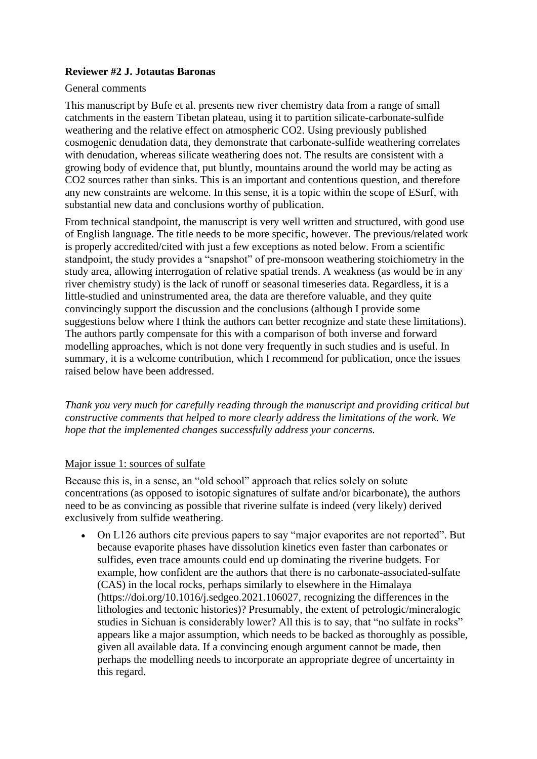**Reviewer #2 J. Jotautas Baronas**

General comments

This manuscript by Bufe et al. presents new river chemistry data from a range of small catchments in the eastern Tibetan plateau, using it to partition silicate-carbonate-sulfide weathering and the relative effect on atmospheric CO2. Using previously published cosmogenic denudation data, they demonstrate that carbonate-sulfide weathering correlates with denudation, whereas silicate weathering does not. The results are consistent with a growing body of evidence that, put bluntly, mountains around the world may be acting as CO2 sources rather than sinks. This is an important and contentious question, and therefore any new constraints are welcome. In this sense, it is a topic within the scope of ESurf, with substantial new data and conclusions worthy of publication.

From technical standpoint, the manuscript is very well written and structured, with good use of English language. The title needs to be more specific, however. The previous/related work is properly accredited/cited with just a few exceptions as noted below. From a scientific standpoint, the study provides a "snapshot" of pre-monsoon weathering stoichiometry in the study area, allowing interrogation of relative spatial trends. A weakness (as would be in any river chemistry study) is the lack of runoff or seasonal timeseries data. Regardless, it is a little-studied and uninstrumented area, the data are therefore valuable, and they quite convincingly support the discussion and the conclusions (although I provide some suggestions below where I think the authors can better recognize and state these limitations). The authors partly compensate for this with a comparison of both inverse and forward modelling approaches, which is not done very frequently in such studies and is useful. In summary, it is a welcome contribution, which I recommend for publication, once the issues raised below have been addressed.

*Thank you very much for carefully reading through the manuscript and providing critical but constructive comments that helped to more clearly address the limitations of the work. We hope that the implemented changes successfully address your concerns.*

Major issue 1: sources of sulfate

Because this is, in a sense, an "old school" approach that relies solely on solute concentrations (as opposed to isotopic signatures of sulfate and/or bicarbonate), the authors need to be as convincing as possible that riverine sulfate is indeed (very likely) derived exclusively from sulfide weathering.

- On L126 authors cite previous papers to say "major evaporites are not reported". But because evaporite phases have dissolution kinetics even faster than carbonates or sulfides, even trace amounts could end up dominating the riverine budgets. For example, how confident are the authors that there is no carbonate-associated-sulfate (CAS) in the local rocks, perhaps similarly to elsewhere in the Himalaya (https://doi.org/10.1016/j.sedgeo.2021.106027, recognizing the differences in the lithologies and tectonic histories)? Presumably, the extent of petrologic/mineralogic studies in Sichuan is considerably lower? All this is to say, that "no sulfate in rocks" appears like a major assumption, which needs to be backed as thoroughly as possible, given all available data. If a convincing enough argument cannot be made, then perhaps the modelling needs to incorporate an appropriate degree of uncertainty in this regard.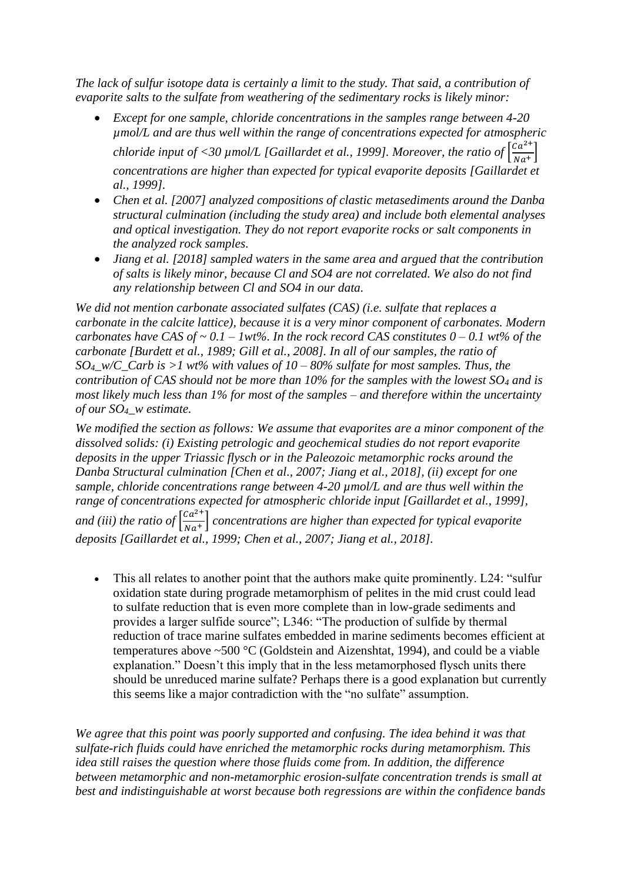*The lack of sulfur isotope data is certainly a limit to the study. That said, a contribution of evaporite salts to the sulfate from weathering of the sedimentary rocks is likely minor:*

- *Except for one sample, chloride concentrations in the samples range between 4-20 µmol/L and are thus well within the range of concentrations expected for atmospheric chloride input of <30 µmol/L [Gaillardet et al., 1999]. Moreover, the ratio of $\left[\frac{Ca^{2+}}{Na^{+}}\right]$ concentrations are higher than expected for typical evaporite deposits [Gaillardet et al., 1999].*
- *Chen et al. [2007] analyzed compositions of clastic metasediments around the Danba structural culmination (including the study area) and include both elemental analyses and optical investigation. They do not report evaporite rocks or salt components in the analyzed rock samples.*
- *Jiang et al. [2018] sampled waters in the same area and argued that the contribution of salts is likely minor, because Cl and SO4 are not correlated. We also do not find any relationship between Cl and SO4 in our data.*

*We did not mention carbonate associated sulfates (CAS) (i.e. sulfate that replaces a carbonate in the calcite lattice), because it is a very minor component of carbonates. Modern carbonates have CAS of ~ 0.1 – 1wt%. In the rock record CAS constitutes 0 – 0.1 wt% of the carbonate [Burdett et al., 1989; Gill et al., 2008]. In all of our samples, the ratio of $SO_4$_w/C_Carb is >1 wt% with values of 10 – 80% sulfate for most samples. Thus, the contribution of CAS should not be more than 10% for the samples with the lowest $SO_4$ and is most likely much less than 1% for most of the samples – and therefore within the uncertainty of our $SO_4$_w estimate.*

*We modified the section as follows: We assume that evaporites are a minor component of the dissolved solids: (i) Existing petrologic and geochemical studies do not report evaporite deposits in the upper Triassic flysch or in the Paleozoic metamorphic rocks around the Danba Structural culmination [Chen et al., 2007; Jiang et al., 2018], (ii) except for one sample, chloride concentrations range between 4-20 µmol/L and are thus well within the range of concentrations expected for atmospheric chloride input [Gaillardet et al., 1999], and (iii) the ratio of $\left[\frac{Ca^{2+}}{Na^{+}}\right]$ concentrations are higher than expected for typical evaporite deposits [Gaillardet et al., 1999; Chen et al., 2007; Jiang et al., 2018].*

- This all relates to another point that the authors make quite prominently. L24: "sulfur oxidation state during prograde metamorphism of pelites in the mid crust could lead to sulfate reduction that is even more complete than in low-grade sediments and provides a larger sulfide source"; L346: "The production of sulfide by thermal reduction of trace marine sulfates embedded in marine sediments becomes efficient at temperatures above ~500 °C (Goldstein and Aizenshtat, 1994), and could be a viable explanation." Doesn't this imply that in the less metamorphosed flysch units there should be unreduced marine sulfate? Perhaps there is a good explanation but currently this seems like a major contradiction with the "no sulfate" assumption.

*We agree that this point was poorly supported and confusing. The idea behind it was that sulfate-rich fluids could have enriched the metamorphic rocks during metamorphism. This idea still raises the question where those fluids come from. In addition, the difference between metamorphic and non-metamorphic erosion-sulfate concentration trends is small at best and indistinguishable at worst because both regressions are within the confidence bands*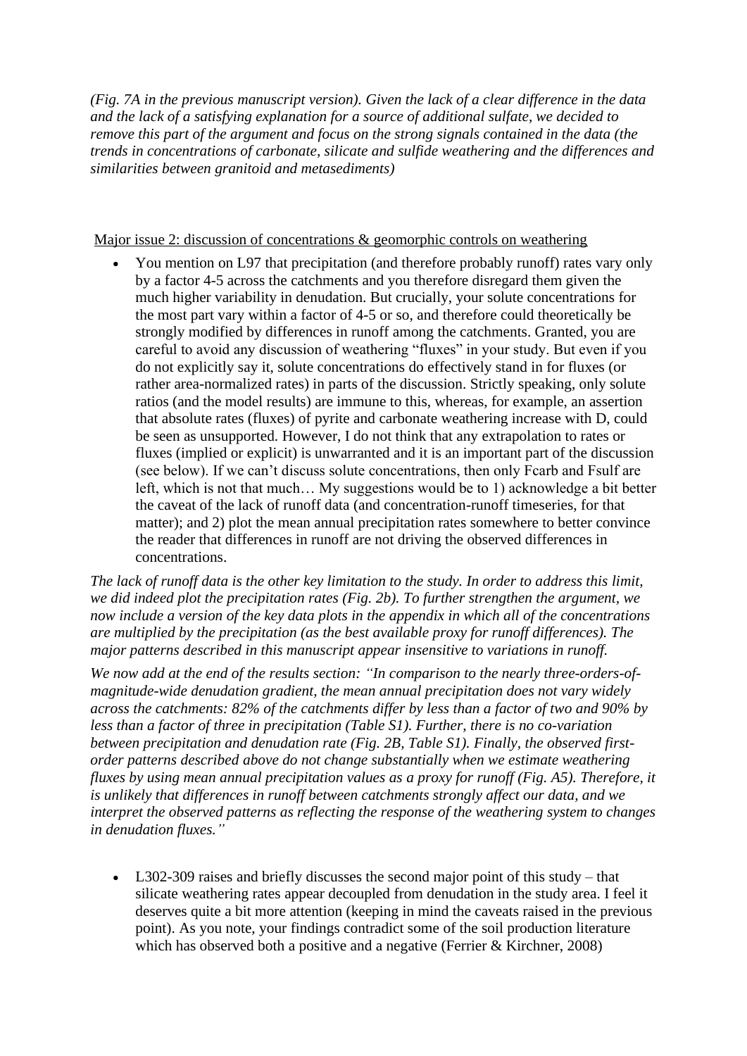*(Fig. 7A in the previous manuscript version). Given the lack of a clear difference in the data and the lack of a satisfying explanation for a source of additional sulfate, we decided to remove this part of the argument and focus on the strong signals contained in the data (the trends in concentrations of carbonate, silicate and sulfide weathering and the differences and similarities between granitoid and metasediments)*

Major issue 2: discussion of concentrations & geomorphic controls on weathering

- You mention on L97 that precipitation (and therefore probably runoff) rates vary only by a factor 4-5 across the catchments and you therefore disregard them given the much higher variability in denudation. But crucially, your solute concentrations for the most part vary within a factor of 4-5 or so, and therefore could theoretically be strongly modified by differences in runoff among the catchments. Granted, you are careful to avoid any discussion of weathering "fluxes" in your study. But even if you do not explicitly say it, solute concentrations do effectively stand in for fluxes (or rather area-normalized rates) in parts of the discussion. Strictly speaking, only solute ratios (and the model results) are immune to this, whereas, for example, an assertion that absolute rates (fluxes) of pyrite and carbonate weathering increase with D, could be seen as unsupported. However, I do not think that any extrapolation to rates or fluxes (implied or explicit) is unwarranted and it is an important part of the discussion (see below). If we can't discuss solute concentrations, then only Fcarb and Fsulf are left, which is not that much… My suggestions would be to 1) acknowledge a bit better the caveat of the lack of runoff data (and concentration-runoff timeseries, for that matter); and 2) plot the mean annual precipitation rates somewhere to better convince the reader that differences in runoff are not driving the observed differences in concentrations.

*The lack of runoff data is the other key limitation to the study. In order to address this limit, we did indeed plot the precipitation rates (Fig. 2b). To further strengthen the argument, we now include a version of the key data plots in the appendix in which all of the concentrations are multiplied by the precipitation (as the best available proxy for runoff differences). The major patterns described in this manuscript appear insensitive to variations in runoff.*

*We now add at the end of the results section: "In comparison to the nearly three-orders-of-magnitude-wide denudation gradient, the mean annual precipitation does not vary widely across the catchments: 82% of the catchments differ by less than a factor of two and 90% by less than a factor of three in precipitation (Table S1). Further, there is no co-variation between precipitation and denudation rate (Fig. 2B, Table S1). Finally, the observed first-order patterns described above do not change substantially when we estimate weathering fluxes by using mean annual precipitation values as a proxy for runoff (Fig. A5). Therefore, it is unlikely that differences in runoff between catchments strongly affect our data, and we interpret the observed patterns as reflecting the response of the weathering system to changes in denudation fluxes."*

- L302-309 raises and briefly discusses the second major point of this study – that silicate weathering rates appear decoupled from denudation in the study area. I feel it deserves quite a bit more attention (keeping in mind the caveats raised in the previous point). As you note, your findings contradict some of the soil production literature which has observed both a positive and a negative (Ferrier & Kirchner, 2008)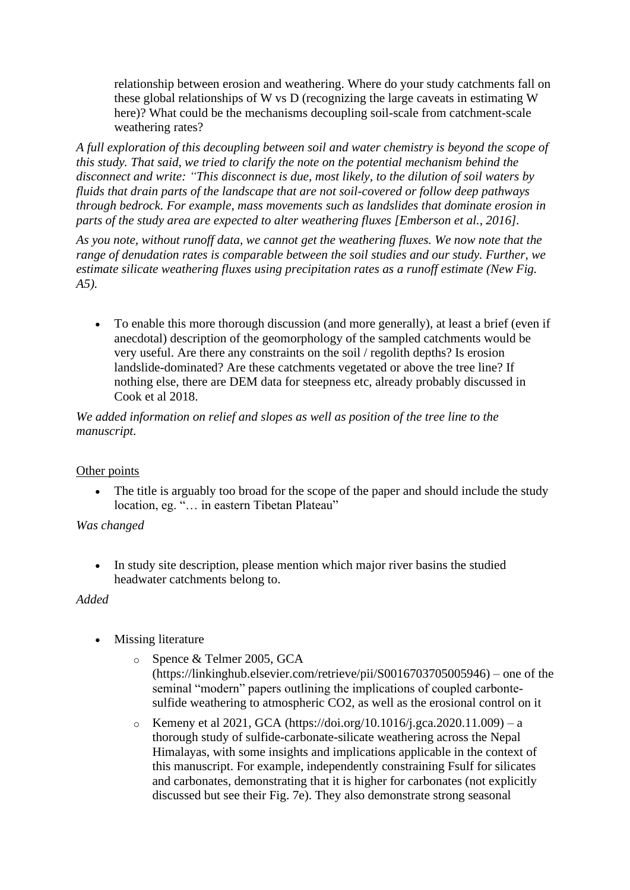relationship between erosion and weathering. Where do your study catchments fall on these global relationships of W vs D (recognizing the large caveats in estimating W here)? What could be the mechanisms decoupling soil-scale from catchment-scale weathering rates?

*A full exploration of this decoupling between soil and water chemistry is beyond the scope of this study. That said, we tried to clarify the note on the potential mechanism behind the disconnect and write: "This disconnect is due, most likely, to the dilution of soil waters by fluids that drain parts of the landscape that are not soil-covered or follow deep pathways through bedrock. For example, mass movements such as landslides that dominate erosion in parts of the study area are expected to alter weathering fluxes [Emberson et al., 2016].*

*As you note, without runoff data, we cannot get the weathering fluxes. We now note that the range of denudation rates is comparable between the soil studies and our study. Further, we estimate silicate weathering fluxes using precipitation rates as a runoff estimate (New Fig. A5).*

- To enable this more thorough discussion (and more generally), at least a brief (even if anecdotal) description of the geomorphology of the sampled catchments would be very useful. Are there any constraints on the soil / regolith depths? Is erosion landslide-dominated? Are these catchments vegetated or above the tree line? If nothing else, there are DEM data for steepness etc, already probably discussed in Cook et al 2018.

*We added information on relief and slopes as well as position of the tree line to the manuscript.*

Other points

- The title is arguably too broad for the scope of the paper and should include the study location, eg. "… in eastern Tibetan Plateau"

*Was changed*

- In study site description, please mention which major river basins the studied headwater catchments belong to.

*Added*

- Missing literature
  - Spence & Telmer 2005, GCA (https://linkinghub.elsevier.com/retrieve/pii/S0016703705005946) – one of the seminal "modern" papers outlining the implications of coupled carbonte-sulfide weathering to atmospheric CO2, as well as the erosional control on it
  - Kemeny et al 2021, GCA (https://doi.org/10.1016/j.gca.2020.11.009) – a thorough study of sulfide-carbonate-silicate weathering across the Nepal Himalayas, with some insights and implications applicable in the context of this manuscript. For example, independently constraining Fsulf for silicates and carbonates, demonstrating that it is higher for carbonates (not explicitly discussed but see their Fig. 7e). They also demonstrate strong seasonal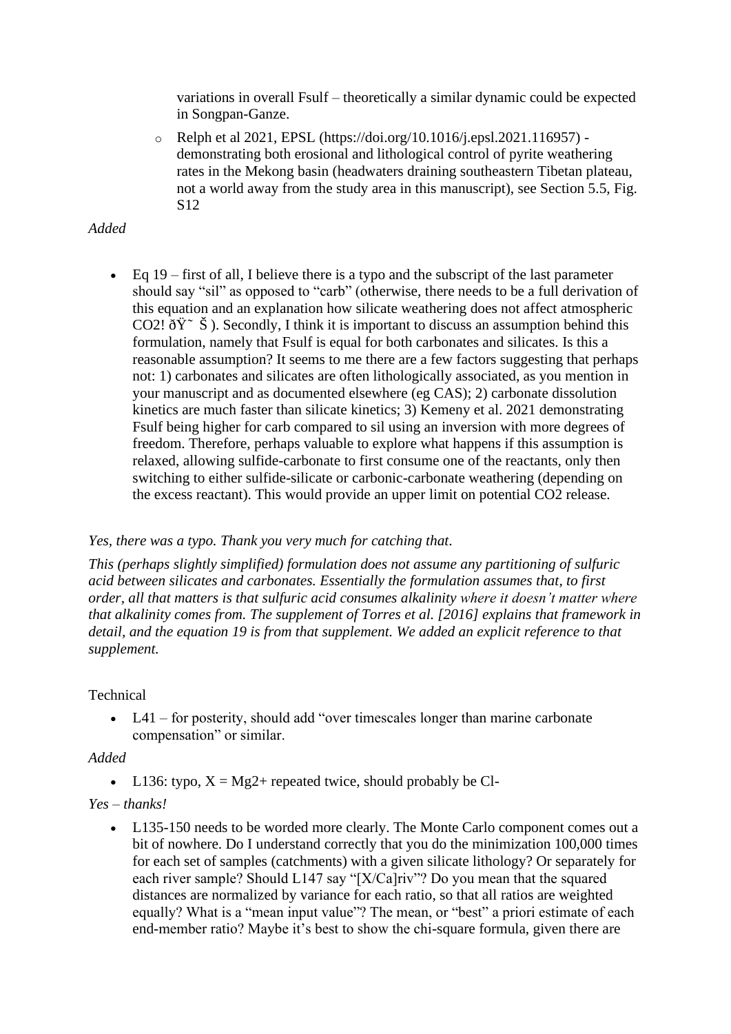variations in overall Fsulf – theoretically a similar dynamic could be expected in Songpan-Ganze.

  - Relph et al 2021, EPSL (https://doi.org/10.1016/j.epsl.2021.116957) - demonstrating both erosional and lithological control of pyrite weathering rates in the Mekong basin (headwaters draining southeastern Tibetan plateau, not a world away from the study area in this manuscript), see Section 5.5, Fig. S12

*Added*

- Eq 19 – first of all, I believe there is a typo and the subscript of the last parameter should say "sil" as opposed to "carb" (otherwise, there needs to be a full derivation of this equation and an explanation how silicate weathering does not affect atmospheric CO2! ðŸ˜Š). Secondly, I think it is important to discuss an assumption behind this formulation, namely that Fsulf is equal for both carbonates and silicates. Is this a reasonable assumption? It seems to me there are a few factors suggesting that perhaps not: 1) carbonates and silicates are often lithologically associated, as you mention in your manuscript and as documented elsewhere (eg CAS); 2) carbonate dissolution kinetics are much faster than silicate kinetics; 3) Kemeny et al. 2021 demonstrating Fsulf being higher for carb compared to sil using an inversion with more degrees of freedom. Therefore, perhaps valuable to explore what happens if this assumption is relaxed, allowing sulfide-carbonate to first consume one of the reactants, only then switching to either sulfide-silicate or carbonic-carbonate weathering (depending on the excess reactant). This would provide an upper limit on potential CO2 release.

*Yes, there was a typo. Thank you very much for catching that.*

*This (perhaps slightly simplified) formulation does not assume any partitioning of sulfuric acid between silicates and carbonates. Essentially the formulation assumes that, to first order, all that matters is that sulfuric acid consumes alkalinity where it doesn't matter where that alkalinity comes from. The supplement of Torres et al. [2016] explains that framework in detail, and the equation 19 is from that supplement. We added an explicit reference to that supplement.*

Technical

- L41 – for posterity, should add "over timescales longer than marine carbonate compensation" or similar.

*Added*

- L136: typo, X = Mg2+ repeated twice, should probably be Cl-

*Yes – thanks!*

- L135-150 needs to be worded more clearly. The Monte Carlo component comes out a bit of nowhere. Do I understand correctly that you do the minimization 100,000 times for each set of samples (catchments) with a given silicate lithology? Or separately for each river sample? Should L147 say "[X/Ca]riv"? Do you mean that the squared distances are normalized by variance for each ratio, so that all ratios are weighted equally? What is a "mean input value"? The mean, or "best" a priori estimate of each end-member ratio? Maybe it's best to show the chi-square formula, given there are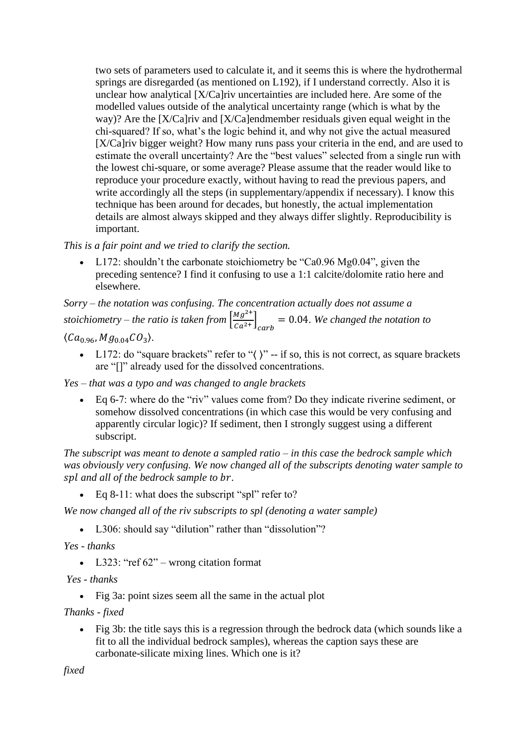two sets of parameters used to calculate it, and it seems this is where the hydrothermal springs are disregarded (as mentioned on L192), if I understand correctly. Also it is unclear how analytical [X/Ca]riv uncertainties are included here. Are some of the modelled values outside of the analytical uncertainty range (which is what by the way)? Are the [X/Ca]riv and [X/Ca]endmember residuals given equal weight in the chi-squared? If so, what's the logic behind it, and why not give the actual measured [X/Ca]riv bigger weight? How many runs pass your criteria in the end, and are used to estimate the overall uncertainty? Are the "best values" selected from a single run with the lowest chi-square, or some average? Please assume that the reader would like to reproduce your procedure exactly, without having to read the previous papers, and write accordingly all the steps (in supplementary/appendix if necessary). I know this technique has been around for decades, but honestly, the actual implementation details are almost always skipped and they always differ slightly. Reproducibility is important.

*This is a fair point and we tried to clarify the section.*

- L172: shouldn't the carbonate stoichiometry be "Ca0.96 Mg0.04", given the preceding sentence? I find it confusing to use a 1:1 calcite/dolomite ratio here and elsewhere.

*Sorry – the notation was confusing. The concentration actually does not assume a stoichiometry – the ratio is taken from* $\left[\frac{Mg^{2+}}{Ca^{2+}}\right]_{carb} = 0.04$. *We changed the notation to* $\langle Ca_{0.96}, Mg_{0.04}CO_3\rangle$.

- L172: do "square brackets" refer to "⟨ ⟩" -- if so, this is not correct, as square brackets are "[]" already used for the dissolved concentrations.

*Yes – that was a typo and was changed to angle brackets*

- Eq 6-7: where do the "riv" values come from? Do they indicate riverine sediment, or somehow dissolved concentrations (in which case this would be very confusing and apparently circular logic)? If sediment, then I strongly suggest using a different subscript.

*The subscript was meant to denote a sampled ratio – in this case the bedrock sample which was obviously very confusing. We now changed all of the subscripts denoting water sample to* $spl$ *and all of the bedrock sample to* $br$.

- Eq 8-11: what does the subscript "spl" refer to?

*We now changed all of the riv subscripts to spl (denoting a water sample)*

- L306: should say "dilution" rather than "dissolution"?

*Yes - thanks*

- L323: "ref 62" – wrong citation format

*Yes - thanks*

- Fig 3a: point sizes seem all the same in the actual plot

*Thanks - fixed*

- Fig 3b: the title says this is a regression through the bedrock data (which sounds like a fit to all the individual bedrock samples), whereas the caption says these are carbonate-silicate mixing lines. Which one is it?

*fixed*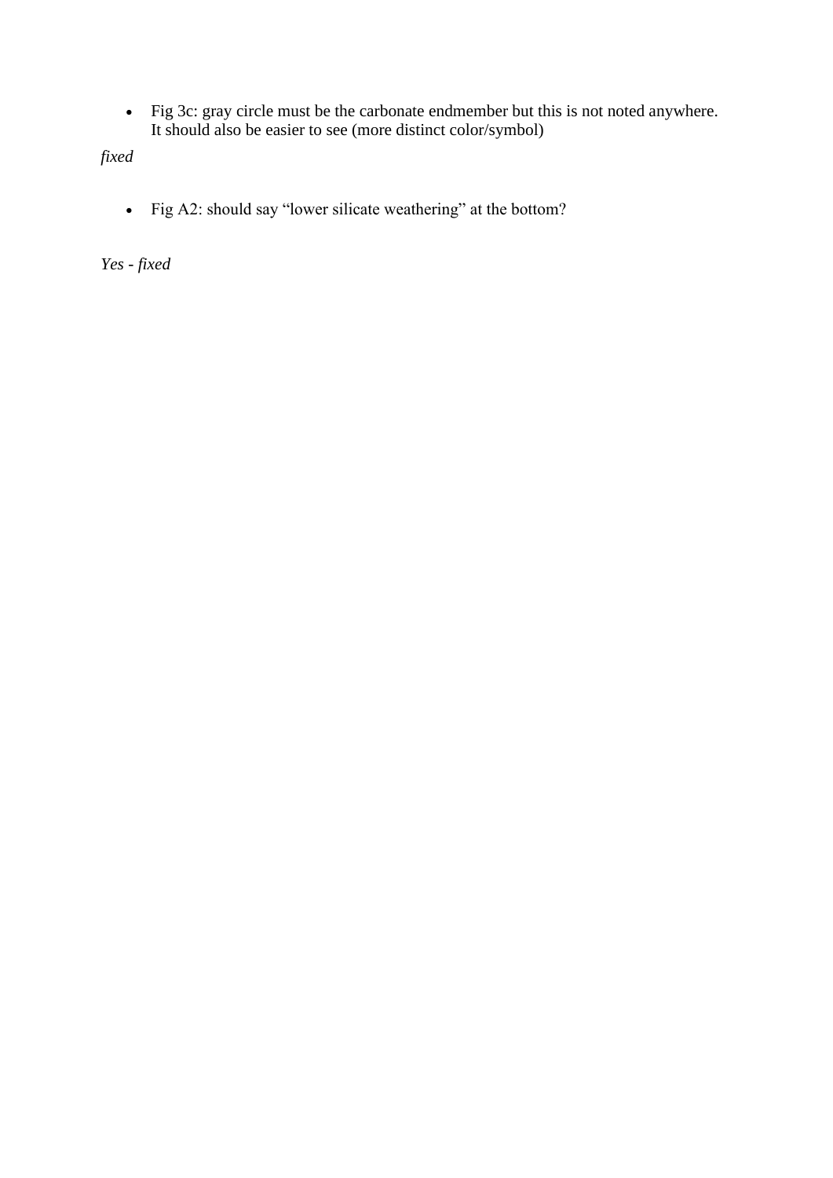- Fig 3c: gray circle must be the carbonate endmember but this is not noted anywhere. It should also be easier to see (more distinct color/symbol)

*fixed*

- Fig A2: should say “lower silicate weathering” at the bottom?

*Yes - fixed*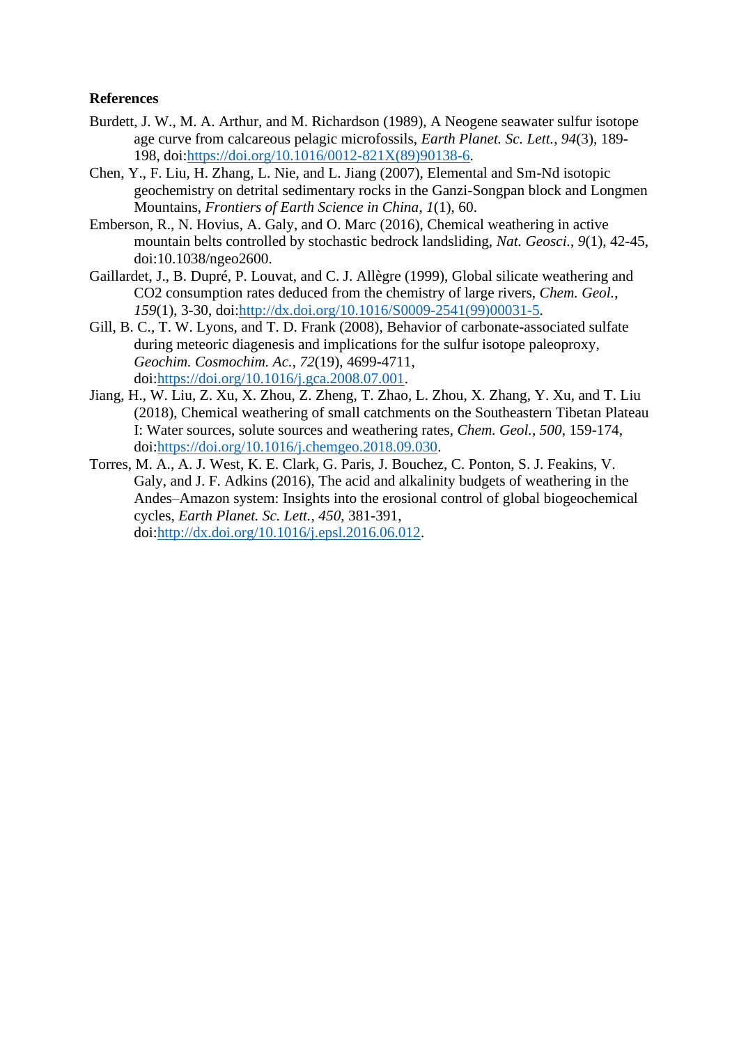**References**

Burdett, J. W., M. A. Arthur, and M. Richardson (1989), A Neogene seawater sulfur isotope age curve from calcareous pelagic microfossils, *Earth Planet. Sc. Lett.*, *94*(3), 189-198, doi:https://doi.org/10.1016/0012-821X(89)90138-6.

Chen, Y., F. Liu, H. Zhang, L. Nie, and L. Jiang (2007), Elemental and Sm-Nd isotopic geochemistry on detrital sedimentary rocks in the Ganzi-Songpan block and Longmen Mountains, *Frontiers of Earth Science in China*, *1*(1), 60.

Emberson, R., N. Hovius, A. Galy, and O. Marc (2016), Chemical weathering in active mountain belts controlled by stochastic bedrock landsliding, *Nat. Geosci.*, *9*(1), 42-45, doi:10.1038/ngeo2600.

Gaillardet, J., B. Dupré, P. Louvat, and C. J. Allègre (1999), Global silicate weathering and CO2 consumption rates deduced from the chemistry of large rivers, *Chem. Geol.*, *159*(1), 3-30, doi:http://dx.doi.org/10.1016/S0009-2541(99)00031-5.

Gill, B. C., T. W. Lyons, and T. D. Frank (2008), Behavior of carbonate-associated sulfate during meteoric diagenesis and implications for the sulfur isotope paleoproxy, *Geochim. Cosmochim. Ac.*, *72*(19), 4699-4711, doi:https://doi.org/10.1016/j.gca.2008.07.001.

Jiang, H., W. Liu, Z. Xu, X. Zhou, Z. Zheng, T. Zhao, L. Zhou, X. Zhang, Y. Xu, and T. Liu (2018), Chemical weathering of small catchments on the Southeastern Tibetan Plateau I: Water sources, solute sources and weathering rates, *Chem. Geol.*, *500*, 159-174, doi:https://doi.org/10.1016/j.chemgeo.2018.09.030.

Torres, M. A., A. J. West, K. E. Clark, G. Paris, J. Bouchez, C. Ponton, S. J. Feakins, V. Galy, and J. F. Adkins (2016), The acid and alkalinity budgets of weathering in the Andes–Amazon system: Insights into the erosional control of global biogeochemical cycles, *Earth Planet. Sc. Lett.*, *450*, 381-391, doi:http://dx.doi.org/10.1016/j.epsl.2016.06.012.